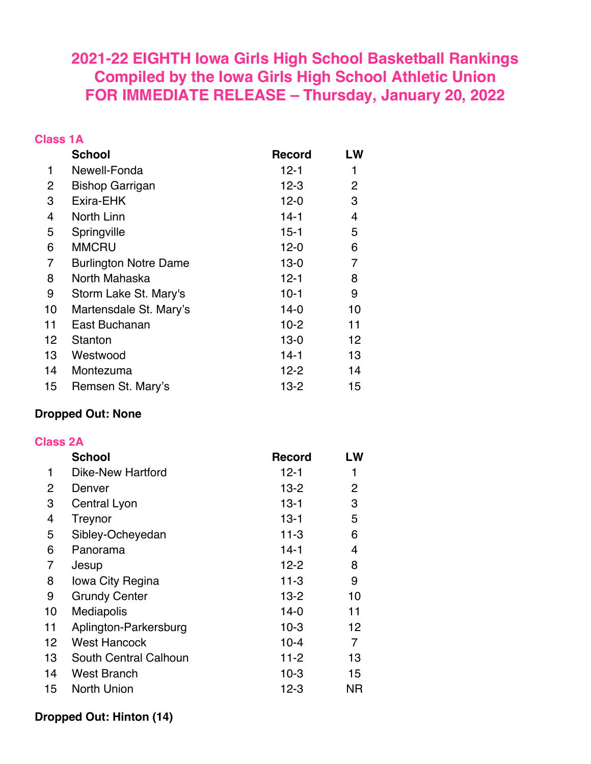# 2021-22 EIGHTH Iowa Girls High School Basketball Rankings
# Compiled by the Iowa Girls High School Athletic Union
# FOR IMMEDIATE RELEASE – Thursday, January 20, 2022

## Class 1A

| | School | Record | LW |
|---|---|---|---|
| 1 | Newell-Fonda | 12-1 | 1 |
| 2 | Bishop Garrigan | 12-3 | 2 |
| 3 | Exira-EHK | 12-0 | 3 |
| 4 | North Linn | 14-1 | 4 |
| 5 | Springville | 15-1 | 5 |
| 6 | MMCRU | 12-0 | 6 |
| 7 | Burlington Notre Dame | 13-0 | 7 |
| 8 | North Mahaska | 12-1 | 8 |
| 9 | Storm Lake St. Mary's | 10-1 | 9 |
| 10 | Martensdale St. Mary's | 14-0 | 10 |
| 11 | East Buchanan | 10-2 | 11 |
| 12 | Stanton | 13-0 | 12 |
| 13 | Westwood | 14-1 | 13 |
| 14 | Montezuma | 12-2 | 14 |
| 15 | Remsen St. Mary's | 13-2 | 15 |

**Dropped Out: None**

## Class 2A

| | School | Record | LW |
|---|---|---|---|
| 1 | Dike-New Hartford | 12-1 | 1 |
| 2 | Denver | 13-2 | 2 |
| 3 | Central Lyon | 13-1 | 3 |
| 4 | Treynor | 13-1 | 5 |
| 5 | Sibley-Ocheyedan | 11-3 | 6 |
| 6 | Panorama | 14-1 | 4 |
| 7 | Jesup | 12-2 | 8 |
| 8 | Iowa City Regina | 11-3 | 9 |
| 9 | Grundy Center | 13-2 | 10 |
| 10 | Mediapolis | 14-0 | 11 |
| 11 | Aplington-Parkersburg | 10-3 | 12 |
| 12 | West Hancock | 10-4 | 7 |
| 13 | South Central Calhoun | 11-2 | 13 |
| 14 | West Branch | 10-3 | 15 |
| 15 | North Union | 12-3 | NR |

**Dropped Out: Hinton (14)**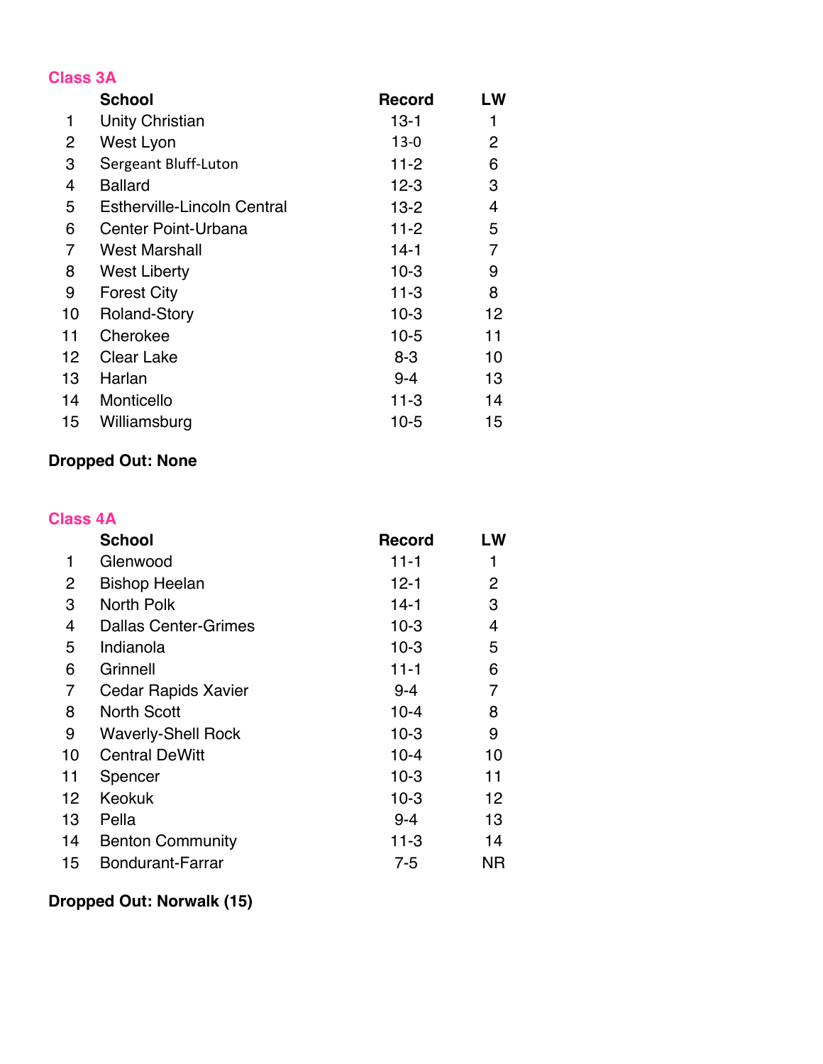## Class 3A

| | School | Record | LW |
|---|---|---|---|
| 1 | Unity Christian | 13-1 | 1 |
| 2 | West Lyon | 13-0 | 2 |
| 3 | Sergeant Bluff-Luton | 11-2 | 6 |
| 4 | Ballard | 12-3 | 3 |
| 5 | Estherville-Lincoln Central | 13-2 | 4 |
| 6 | Center Point-Urbana | 11-2 | 5 |
| 7 | West Marshall | 14-1 | 7 |
| 8 | West Liberty | 10-3 | 9 |
| 9 | Forest City | 11-3 | 8 |
| 10 | Roland-Story | 10-3 | 12 |
| 11 | Cherokee | 10-5 | 11 |
| 12 | Clear Lake | 8-3 | 10 |
| 13 | Harlan | 9-4 | 13 |
| 14 | Monticello | 11-3 | 14 |
| 15 | Williamsburg | 10-5 | 15 |

**Dropped Out: None**

## Class 4A

| | School | Record | LW |
|---|---|---|---|
| 1 | Glenwood | 11-1 | 1 |
| 2 | Bishop Heelan | 12-1 | 2 |
| 3 | North Polk | 14-1 | 3 |
| 4 | Dallas Center-Grimes | 10-3 | 4 |
| 5 | Indianola | 10-3 | 5 |
| 6 | Grinnell | 11-1 | 6 |
| 7 | Cedar Rapids Xavier | 9-4 | 7 |
| 8 | North Scott | 10-4 | 8 |
| 9 | Waverly-Shell Rock | 10-3 | 9 |
| 10 | Central DeWitt | 10-4 | 10 |
| 11 | Spencer | 10-3 | 11 |
| 12 | Keokuk | 10-3 | 12 |
| 13 | Pella | 9-4 | 13 |
| 14 | Benton Community | 11-3 | 14 |
| 15 | Bondurant-Farrar | 7-5 | NR |

**Dropped Out: Norwalk (15)**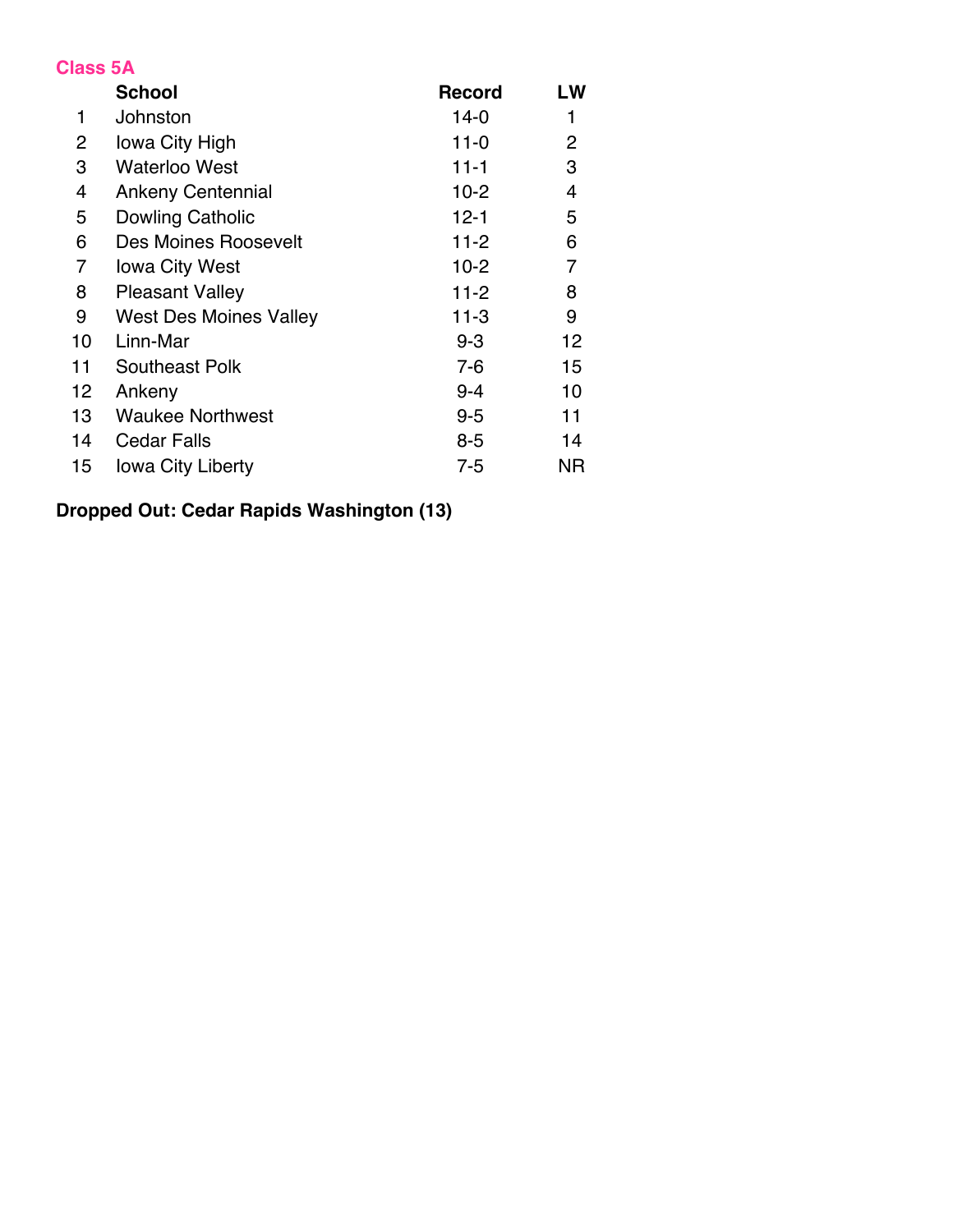## Class 5A

| | School | Record | LW |
|---|---|---|---|
| 1 | Johnston | 14-0 | 1 |
| 2 | Iowa City High | 11-0 | 2 |
| 3 | Waterloo West | 11-1 | 3 |
| 4 | Ankeny Centennial | 10-2 | 4 |
| 5 | Dowling Catholic | 12-1 | 5 |
| 6 | Des Moines Roosevelt | 11-2 | 6 |
| 7 | Iowa City West | 10-2 | 7 |
| 8 | Pleasant Valley | 11-2 | 8 |
| 9 | West Des Moines Valley | 11-3 | 9 |
| 10 | Linn-Mar | 9-3 | 12 |
| 11 | Southeast Polk | 7-6 | 15 |
| 12 | Ankeny | 9-4 | 10 |
| 13 | Waukee Northwest | 9-5 | 11 |
| 14 | Cedar Falls | 8-5 | 14 |
| 15 | Iowa City Liberty | 7-5 | NR |

**Dropped Out: Cedar Rapids Washington (13)**